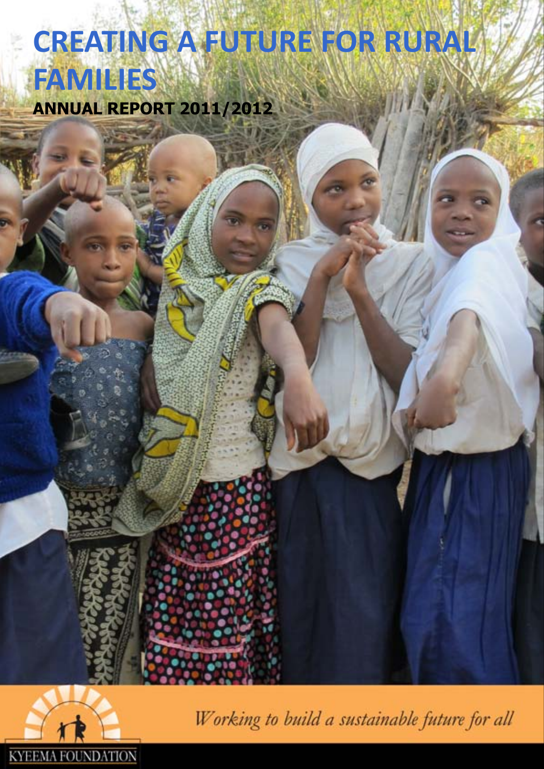# CREATING A FUTURE FOR RURAL FAMILIES

**ANNUAL REPORT 2011/2012**

*Working to build a sustainable future for all*

KYEEMA FOUNDATION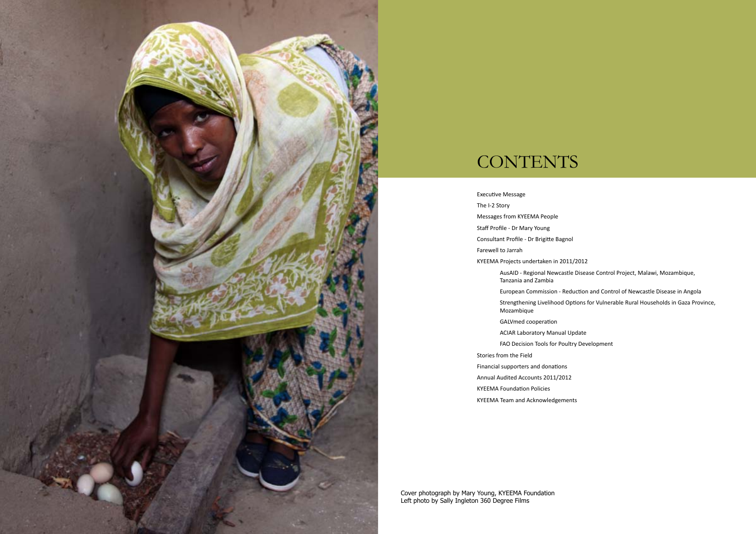# CONTENTS

Executive Message

The I-2 Story

Messages from KYEEMA People

Staff Profile - Dr Mary Young

Consultant Profile - Dr Brigitte Bagnol

Farewell to Jarrah

KYEEMA Projects undertaken in 2011/2012

- AusAID - Regional Newcastle Disease Control Project, Malawi, Mozambique, Tanzania and Zambia
- European Commission - Reduction and Control of Newcastle Disease in Angola
- Strengthening Livelihood Options for Vulnerable Rural Households in Gaza Province, Mozambique
- GALVmed cooperation
- ACIAR Laboratory Manual Update
- FAO Decision Tools for Poultry Development

Stories from the Field

Financial supporters and donations

Annual Audited Accounts 2011/2012

KYEEMA Foundation Policies

KYEEMA Team and Acknowledgements

Cover photograph by Mary Young, KYEEMA Foundation
Left photo by Sally Ingleton 360 Degree Films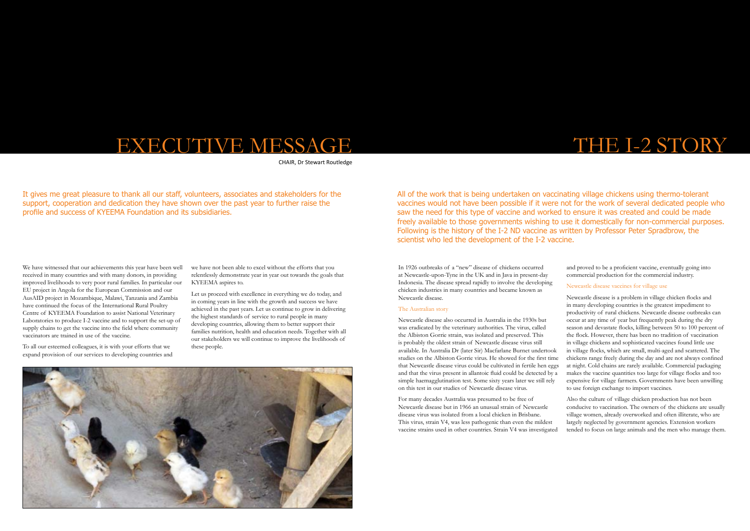# EXECUTIVE MESSAGE

CHAIR, Dr Stewart Routledge

It gives me great pleasure to thank all our staff, volunteers, associates and stakeholders for the support, cooperation and dedication they have shown over the past year to further raise the profile and success of KYEEMA Foundation and its subsidiaries.

We have witnessed that our achievements this year have been well received in many countries and with many donors, in providing improved livelihoods to very poor rural families. In particular our EU project in Angola for the European Commission and our AusAID project in Mozambique, Malawi, Tanzania and Zambia have continued the focus of the International Rural Poultry Centre of KYEEMA Foundation to assist National Veterinary Laboratories to produce I-2 vaccine and to support the set-up of supply chains to get the vaccine into the field where community vaccinators are trained in use of the vaccine.

To all our esteemed colleagues, it is with your efforts that we expand provision of our services to developing countries and we have not been able to excel without the efforts that you relentlessly demonstrate year in year out towards the goals that KYEEMA aspires to.

Let us proceed with excellence in everything we do today, and in coming years in line with the growth and success we have achieved in the past years. Let us continue to grow in delivering the highest standards of service to rural people in many developing countries, allowing them to better support their families nutrition, health and education needs. Together with all our stakeholders we will continue to improve the livelihoods of these people.

# THE I-2 STORY

All of the work that is being undertaken on vaccinating village chickens using thermo-tolerant vaccines would not have been possible if it were not for the work of several dedicated people who saw the need for this type of vaccine and worked to ensure it was created and could be made freely available to those governments wishing to use it domestically for non-commercial purposes. Following is the history of the I-2 ND vaccine as written by Professor Peter Spradbrow, the scientist who led the development of the I-2 vaccine.

In 1926 outbreaks of a "new" disease of chickens occurred at Newcastle-upon-Tyne in the UK and in Java in present-day Indonesia. The disease spread rapidly to involve the developing chicken industries in many countries and became known as Newcastle disease.

## The Australian story

Newcastle disease also occurred in Australia in the 1930s but was eradicated by the veterinary authorities. The virus, called the Albiston Gorrie strain, was isolated and preserved. This is probably the oldest strain of Newcastle disease virus still available. In Australia Dr (later Sir) Macfarlane Burnet undertook studies on the Albiston Gorrie virus. He showed for the first time that Newcastle disease virus could be cultivated in fertile hen eggs and that the virus present in allantoic fluid could be detected by a simple haemagglutination test. Some sixty years later we still rely on this test in our studies of Newcastle disease virus.

For many decades Australia was presumed to be free of Newcastle disease but in 1966 an unusual strain of Newcastle disease virus was isolated from a local chicken in Brisbane. This virus, strain V4, was less pathogenic than even the mildest vaccine strains used in other countries. Strain V4 was investigated and proved to be a proficient vaccine, eventually going into commercial production for the commercial industry.

## Newcastle disease vaccines for village use

Newcastle disease is a problem in village chicken flocks and in many developing countries is the greatest impediment to productivity of rural chickens. Newcastle disease outbreaks can occur at any time of year but frequently peak during the dry season and devastate flocks, killing between 50 to 100 percent of the flock. However, there has been no tradition of vaccination in village chickens and sophisticated vaccines found little use in village flocks, which are small, multi-aged and scattered. The chickens range freely during the day and are not always confined at night. Cold chains are rarely available. Commercial packaging makes the vaccine quantities too large for village flocks and too expensive for village farmers. Governments have been unwilling to use foreign exchange to import vaccines.

Also the culture of village chicken production has not been conducive to vaccination. The owners of the chickens are usually village women, already overworked and often illiterate, who are largely neglected by government agencies. Extension workers tended to focus on large animals and the men who manage them.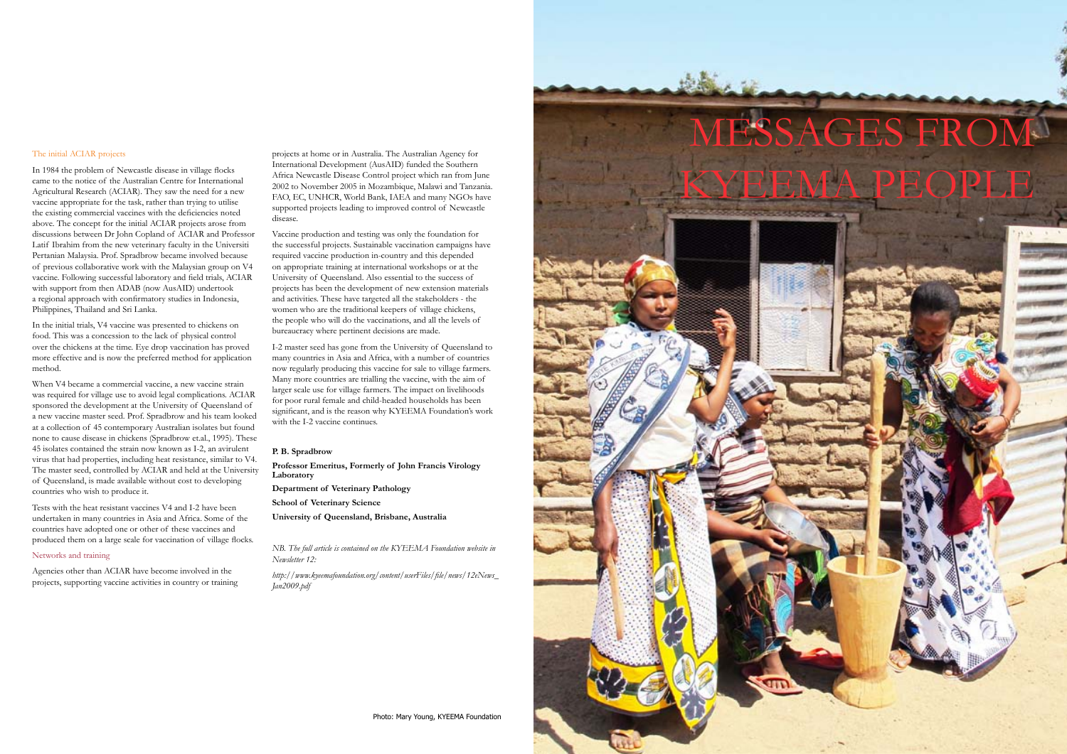## The initial ACIAR projects

In 1984 the problem of Newcastle disease in village flocks came to the notice of the Australian Centre for International Agricultural Research (ACIAR). They saw the need for a new vaccine appropriate for the task, rather than trying to utilise the existing commercial vaccines with the deficiencies noted above. The concept for the initial ACIAR projects arose from discussions between Dr John Copland of ACIAR and Professor Latif Ibrahim from the new veterinary faculty in the Universiti Pertanian Malaysia. Prof. Spradbrow became involved because of previous collaborative work with the Malaysian group on V4 vaccine. Following successful laboratory and field trials, ACIAR with support from then ADAB (now AusAID) undertook a regional approach with confirmatory studies in Indonesia, Philippines, Thailand and Sri Lanka.

In the initial trials, V4 vaccine was presented to chickens on food. This was a concession to the lack of physical control over the chickens at the time. Eye drop vaccination has proved more effective and is now the preferred method for application method.

When V4 became a commercial vaccine, a new vaccine strain was required for village use to avoid legal complications. ACIAR sponsored the development at the University of Queensland of a new vaccine master seed. Prof. Spradbrow and his team looked at a collection of 45 contemporary Australian isolates but found none to cause disease in chickens (Spradbrow et.al., 1995). These 45 isolates contained the strain now known as I-2, an avirulent virus that had properties, including heat resistance, similar to V4. The master seed, controlled by ACIAR and held at the University of Queensland, is made available without cost to developing countries who wish to produce it.

Tests with the heat resistant vaccines V4 and I-2 have been undertaken in many countries in Asia and Africa. Some of the countries have adopted one or other of these vaccines and produced them on a large scale for vaccination of village flocks.

## Networks and training

Agencies other than ACIAR have become involved in the projects, supporting vaccine activities in country or training projects at home or in Australia. The Australian Agency for International Development (AusAID) funded the Southern Africa Newcastle Disease Control project which ran from June 2002 to November 2005 in Mozambique, Malawi and Tanzania. FAO, EC, UNHCR, World Bank, IAEA and many NGOs have supported projects leading to improved control of Newcastle disease.

Vaccine production and testing was only the foundation for the successful projects. Sustainable vaccination campaigns have required vaccine production in-country and this depended on appropriate training at international workshops or at the University of Queensland. Also essential to the success of projects has been the development of new extension materials and activities. These have targeted all the stakeholders - the women who are the traditional keepers of village chickens, the people who will do the vaccinations, and all the levels of bureaucracy where pertinent decisions are made.

I-2 master seed has gone from the University of Queensland to many countries in Asia and Africa, with a number of countries now regularly producing this vaccine for sale to village farmers. Many more countries are trialling the vaccine, with the aim of larger scale use for village farmers. The impact on livelihoods for poor rural female and child-headed households has been significant, and is the reason why KYEEMA Foundation's work with the I-2 vaccine continues.

**P. B. Spradbrow**

**Professor Emeritus, Formerly of John Francis Virology Laboratory**

**Department of Veterinary Pathology**

**School of Veterinary Science**

**University of Queensland, Brisbane, Australia**

*NB. The full article is contained on the KYEEMA Foundation website in Newsletter 12:*

*http://www.kyeemafoundation.org/content/userFiles/file/news/12eNews_Jan2009.pdf*

# MESSAGES FROM KYEEMA PEOPLE

Photo: Mary Young, KYEEMA Foundation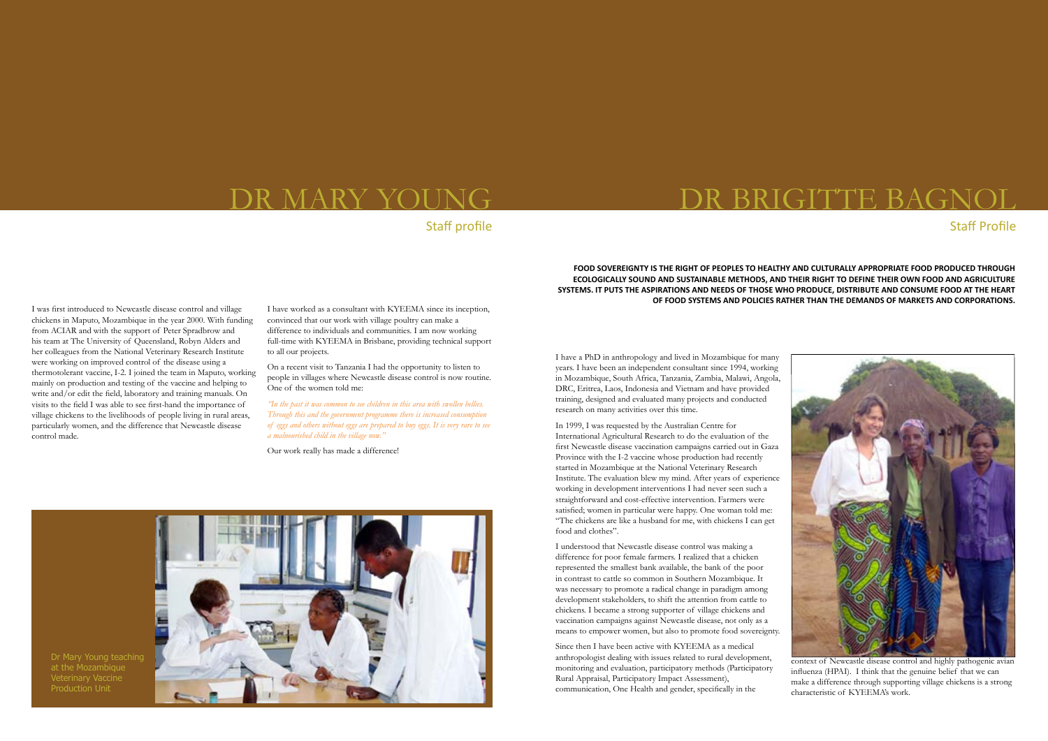# DR MARY YOUNG

## Staff profile

I was first introduced to Newcastle disease control and village chickens in Maputo, Mozambique in the year 2000. With funding from ACIAR and with the support of Peter Spradbrow and his team at The University of Queensland, Robyn Alders and her colleagues from the National Veterinary Research Institute were working on improved control of the disease using a thermotolerant vaccine, I-2. I joined the team in Maputo, working mainly on production and testing of the vaccine and helping to write and/or edit the field, laboratory and training manuals. On visits to the field I was able to see first-hand the importance of village chickens to the livelihoods of people living in rural areas, particularly women, and the difference that Newcastle disease control made.

I have worked as a consultant with KYEEMA since its inception, convinced that our work with village poultry can make a difference to individuals and communities. I am now working full-time with KYEEMA in Brisbane, providing technical support to all our projects.

On a recent visit to Tanzania I had the opportunity to listen to people in villages where Newcastle disease control is now routine. One of the women told me:

*"In the past it was common to see children in this area with swollen bellies. Through this and the government programme there is increased consumption of eggs and others without eggs are prepared to buy eggs. It is very rare to see a malnourished child in the village now."*

Our work really has made a difference!

Dr Mary Young teaching at the Mozambique Veterinary Vaccine Production Unit

# DR BRIGITTE BAGNOL

## Staff Profile

**FOOD SOVEREIGNTY IS THE RIGHT OF PEOPLES TO HEALTHY AND CULTURALLY APPROPRIATE FOOD PRODUCED THROUGH ECOLOGICALLY SOUND AND SUSTAINABLE METHODS, AND THEIR RIGHT TO DEFINE THEIR OWN FOOD AND AGRICULTURE SYSTEMS. IT PUTS THE ASPIRATIONS AND NEEDS OF THOSE WHO PRODUCE, DISTRIBUTE AND CONSUME FOOD AT THE HEART OF FOOD SYSTEMS AND POLICIES RATHER THAN THE DEMANDS OF MARKETS AND CORPORATIONS.**

I have a PhD in anthropology and lived in Mozambique for many years. I have been an independent consultant since 1994, working in Mozambique, South Africa, Tanzania, Zambia, Malawi, Angola, DRC, Eritrea, Laos, Indonesia and Vietnam and have provided training, designed and evaluated many projects and conducted research on many activities over this time.

In 1999, I was requested by the Australian Centre for International Agricultural Research to do the evaluation of the first Newcastle disease vaccination campaigns carried out in Gaza Province with the I-2 vaccine whose production had recently started in Mozambique at the National Veterinary Research Institute. The evaluation blew my mind. After years of experience working in development interventions I had never seen such a straightforward and cost-effective intervention. Farmers were satisfied; women in particular were happy. One woman told me: "The chickens are like a husband for me, with chickens I can get food and clothes".

I understood that Newcastle disease control was making a difference for poor female farmers. I realized that a chicken represented the smallest bank available, the bank of the poor in contrast to cattle so common in Southern Mozambique. It was necessary to promote a radical change in paradigm among development stakeholders, to shift the attention from cattle to chickens. I became a strong supporter of village chickens and vaccination campaigns against Newcastle disease, not only as a means to empower women, but also to promote food sovereignty.

Since then I have been active with KYEEMA as a medical anthropologist dealing with issues related to rural development, monitoring and evaluation, participatory methods (Participatory Rural Appraisal, Participatory Impact Assessment), communication, One Health and gender, specifically in the context of Newcastle disease control and highly pathogenic avian influenza (HPAI). I think that the genuine belief that we can make a difference through supporting village chickens is a strong characteristic of KYEEMA's work.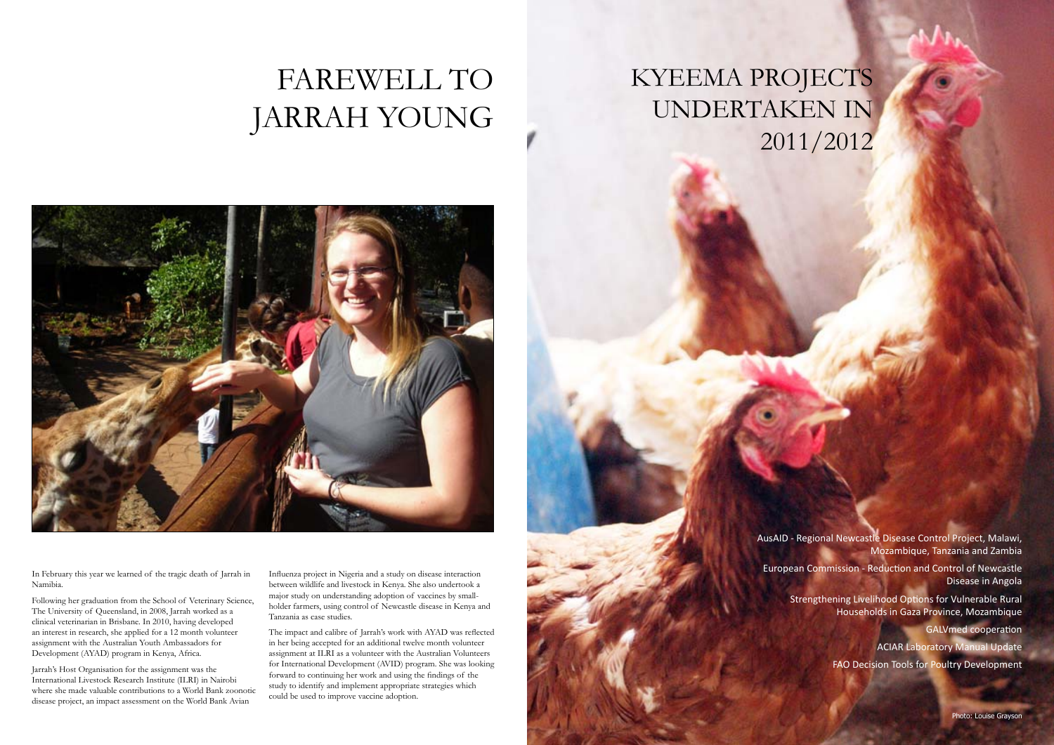# FAREWELL TO JARRAH YOUNG

In February this year we learned of the tragic death of Jarrah in Namibia.

Following her graduation from the School of Veterinary Science, The University of Queensland, in 2008, Jarrah worked as a clinical veterinarian in Brisbane. In 2010, having developed an interest in research, she applied for a 12 month volunteer assignment with the Australian Youth Ambassadors for Development (AYAD) program in Kenya, Africa.

Jarrah's Host Organisation for the assignment was the International Livestock Research Institute (ILRI) in Nairobi where she made valuable contributions to a World Bank zoonotic disease project, an impact assessment on the World Bank Avian Influenza project in Nigeria and a study on disease interaction between wildlife and livestock in Kenya. She also undertook a major study on understanding adoption of vaccines by small-holder farmers, using control of Newcastle disease in Kenya and Tanzania as case studies.

The impact and calibre of Jarrah's work with AYAD was reflected in her being accepted for an additional twelve month volunteer assignment at ILRI as a volunteer with the Australian Volunteers for International Development (AVID) program. She was looking forward to continuing her work and using the findings of the study to identify and implement appropriate strategies which could be used to improve vaccine adoption.

# KYEEMA PROJECTS UNDERTAKEN IN 2011/2012

AusAID - Regional Newcastle Disease Control Project, Malawi, Mozambique, Tanzania and Zambia

European Commission - Reduction and Control of Newcastle Disease in Angola

Strengthening Livelihood Options for Vulnerable Rural Households in Gaza Province, Mozambique

GALVmed cooperation

ACIAR Laboratory Manual Update

FAO Decision Tools for Poultry Development

Photo: Louise Grayson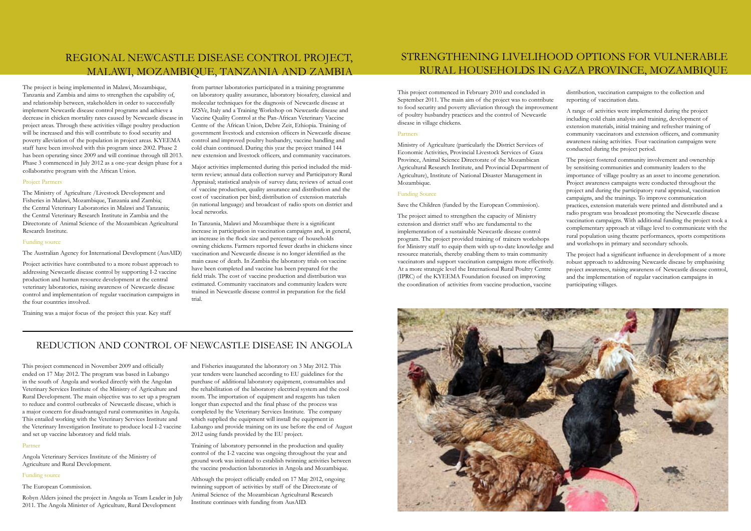## REGIONAL NEWCASTLE DISEASE CONTROL PROJECT, MALAWI, MOZAMBIQUE, TANZANIA AND ZAMBIA

The project is being implemented in Malawi, Mozambique, Tanzania and Zambia and aims to strengthen the capability of, and relationship between, stakeholders in order to successfully implement Newcastle disease control programs and achieve a decrease in chicken mortality rates caused by Newcastle disease in project areas. Through these activities village poultry production will be increased and this will contribute to food security and poverty alleviation of the population in project areas. KYEEMA staff have been involved with this program since 2002. Phase 2 has been operating since 2009 and will continue through till 2013. Phase 3 commenced in July 2012 as a one-year design phase for a collaborative program with the African Union.

### Project Partners

The Ministry of Agriculture /Livestock Development and Fisheries in Malawi, Mozambique, Tanzania and Zambia; the Central Veterinary Laboratories in Malawi and Tanzania; the Central Veterinary Research Institute in Zambia and the Directorate of Animal Science of the Mozambican Agricultural Research Institute.

### Funding source

The Australian Agency for International Development (AusAID)

Project activities have contributed to a more robust approach to addressing Newcastle disease control by supporting I-2 vaccine production and human resource development at the central veterinary laboratories, raising awareness of Newcastle disease control and implementation of regular vaccination campaigns in the four countries involved.

Training was a major focus of the project this year. Key staff from partner laboratories participated in a training programme on laboratory quality assurance, laboratory biosafety, classical and molecular techniques for the diagnosis of Newcastle disease at IZSVe, Italy and a Training Workshop on Newcastle disease and Vaccine Quality Control at the Pan-African Veterinary Vaccine Centre of the African Union, Debre Zeit, Ethiopia. Training of government livestock and extension officers in Newcastle disease control and improved poultry husbandry, vaccine handling and cold chain continued. During this year the project trained 144 new extension and livestock officers, and community vaccinators.

Major activities implemented during this period included the mid-term review; annual data collection survey and Participatory Rural Appraisal; statistical analysis of survey data; reviews of actual cost of vaccine production, quality assurance and distribution and the cost of vaccination per bird; distribution of extension materials (in national language) and broadcast of radio spots on district and local networks.

In Tanzania, Malawi and Mozambique there is a significant increase in participation in vaccination campaigns and, in general, an increase in the flock size and percentage of households owning chickens. Farmers reported fewer deaths in chickens since vaccination and Newcastle disease is no longer identified as the main cause of death. In Zambia the laboratory trials on vaccine have been completed and vaccine has been prepared for the field trials. The cost of vaccine production and distribution was estimated. Community vaccinators and community leaders were trained in Newcastle disease control in preparation for the field trial.

## REDUCTION AND CONTROL OF NEWCASTLE DISEASE IN ANGOLA

This project commenced in November 2009 and officially ended on 17 May 2012. The program was based in Lubango in the south of Angola and worked directly with the Angolan Veterinary Services Institute of the Ministry of Agriculture and Rural Development. The main objective was to set up a program to reduce and control outbreaks of Newcastle disease, which is a major concern for disadvantaged rural communities in Angola. This entailed working with the Veterinary Services Institute and the Veterinary Investigation Institute to produce local I-2 vaccine and set up vaccine laboratory and field trials.

### Partner

Angola Veterinary Services Institute of the Ministry of Agriculture and Rural Development.

### Funding source

The European Commission.

Robyn Alders joined the project in Angola as Team Leader in July 2011. The Angola Minister of Agriculture, Rural Development and Fisheries inaugurated the laboratory on 3 May 2012. This year tenders were launched according to EU guidelines for the purchase of additional laboratory equipment, consumables and the rehabilitation of the laboratory electrical system and the cool room. The importation of equipment and reagents has taken longer than expected and the final phase of the process was completed by the Veterinary Services Institute. The company which supplied the equipment will install the equipment in Lubango and provide training on its use before the end of August 2012 using funds provided by the EU project.

Training of laboratory personnel in the production and quality control of the I-2 vaccine was ongoing throughout the year and ground work was initiated to establish twinning activities between the vaccine production laboratories in Angola and Mozambique.

Although the project officially ended on 17 May 2012, ongoing twinning support of activities by staff of the Directorate of Animal Science of the Mozambican Agricultural Research Institute continues with funding from AusAID.

## STRENGTHENING LIVELIHOOD OPTIONS FOR VULNERABLE RURAL HOUSEHOLDS IN GAZA PROVINCE, MOZAMBIQUE

This project commenced in February 2010 and concluded in September 2011. The main aim of the project was to contribute to food security and poverty alleviation through the improvement of poultry husbandry practices and the control of Newcastle disease in village chickens.

### Partners

Ministry of Agriculture (particularly the District Services of Economic Activities, Provincial Livestock Services of Gaza Province, Animal Science Directorate of the Mozambican Agricultural Research Institute, and Provincial Department of Agriculture), Institute of National Disaster Management in Mozambique.

### Funding Source

Save the Children (funded by the European Commission).

The project aimed to strengthen the capacity of Ministry extension and district staff who are fundamental to the implementation of a sustainable Newcastle disease control program. The project provided training of trainers workshops for Ministry staff to equip them with up-to-date knowledge and resource materials, thereby enabling them to train community vaccinators and support vaccination campaigns more effectively. At a more strategic level the International Rural Poultry Centre (IPRC) of the KYEEMA Foundation focused on improving the coordination of activities from vaccine production, vaccine distribution, vaccination campaigns to the collection and reporting of vaccination data.

A range of activities were implemented during the project including cold chain analysis and training, development of extension materials, initial training and refresher training of community vaccinators and extension officers, and community awareness raising activities. Four vaccination campaigns were conducted during the project period.

The project fostered community involvement and ownership by sensitising communities and community leaders to the importance of village poultry as an asset to income generation. Project awareness campaigns were conducted throughout the project and during the participatory rural appraisal, vaccination campaigns, and the trainings. To improve communication practices, extension materials were printed and distributed and a radio program was broadcast promoting the Newcastle disease vaccination campaigns. With additional funding the project took a complementary approach at village level to communicate with the rural population using theatre performances, sports competitions and workshops in primary and secondary schools.

The project had a significant influence in development of a more robust approach to addressing Newcastle disease by emphasising project awareness, raising awareness of Newcastle disease control, and the implementation of regular vaccination campaigns in participating villages.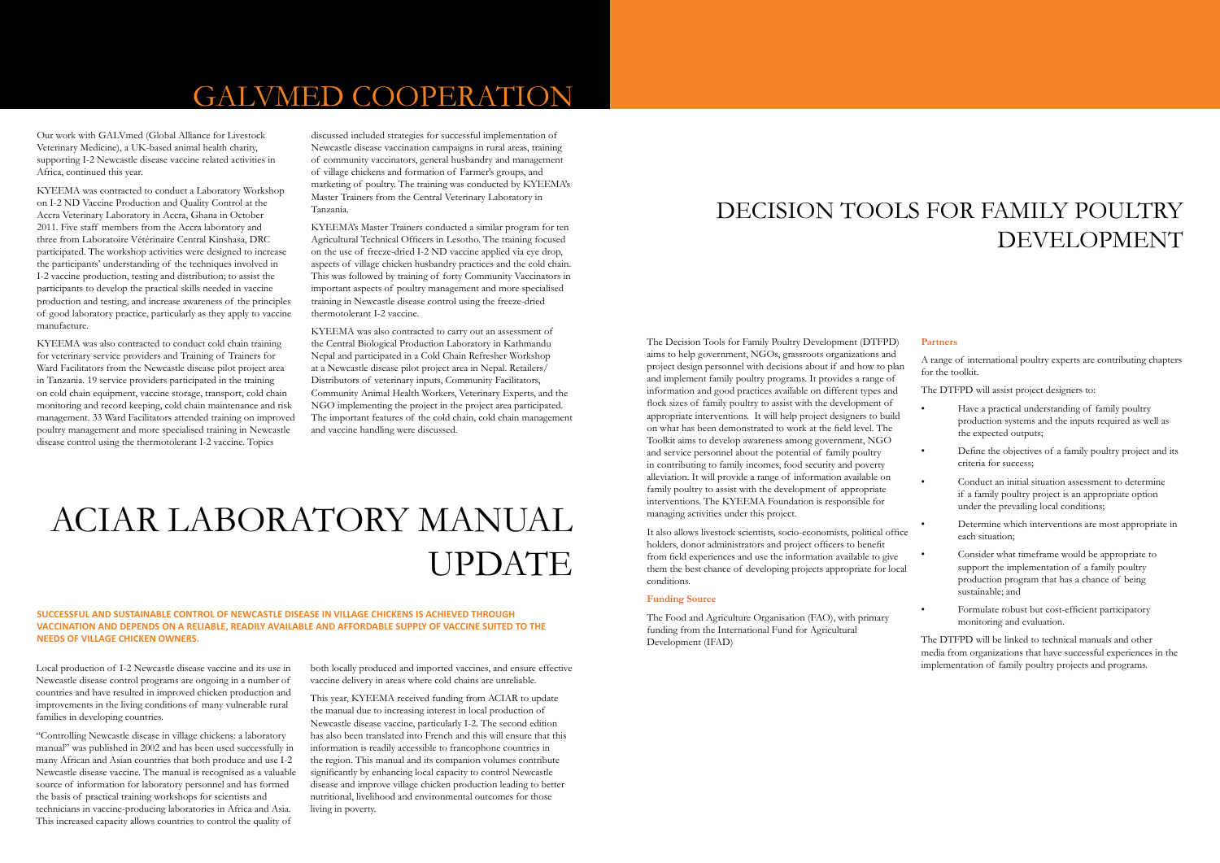# GALVMED COOPERATION

Our work with GALVmed (Global Alliance for Livestock Veterinary Medicine), a UK-based animal health charity, supporting I-2 Newcastle disease vaccine related activities in Africa, continued this year.

KYEEMA was contracted to conduct a Laboratory Workshop on I-2 ND Vaccine Production and Quality Control at the Accra Veterinary Laboratory in Accra, Ghana in October 2011. Five staff members from the Accra laboratory and three from Laboratoire Vétérinaire Central Kinshasa, DRC participated. The workshop activities were designed to increase the participants' understanding of the techniques involved in I-2 vaccine production, testing and distribution; to assist the participants to develop the practical skills needed in vaccine production and testing, and increase awareness of the principles of good laboratory practice, particularly as they apply to vaccine manufacture.

KYEEMA was also contracted to conduct cold chain training for veterinary service providers and Training of Trainers for Ward Facilitators from the Newcastle disease pilot project area in Tanzania. 19 service providers participated in the training on cold chain equipment, vaccine storage, transport, cold chain monitoring and record keeping, cold chain maintenance and risk management. 33 Ward Facilitators attended training on improved poultry management and more specialised training in Newcastle disease control using the thermotolerant I-2 vaccine. Topics discussed included strategies for successful implementation of Newcastle disease vaccination campaigns in rural areas, training of community vaccinators, general husbandry and management of village chickens and formation of Farmer's groups, and marketing of poultry. The training was conducted by KYEEMA's Master Trainers from the Central Veterinary Laboratory in Tanzania.

KYEEMA's Master Trainers conducted a similar program for ten Agricultural Technical Officers in Lesotho. The training focused on the use of freeze-dried I-2 ND vaccine applied via eye drop, aspects of village chicken husbandry practices and the cold chain. This was followed by training of forty Community Vaccinators in important aspects of poultry management and more specialised training in Newcastle disease control using the freeze-dried thermotolerant I-2 vaccine.

KYEEMA was also contracted to carry out an assessment of the Central Biological Production Laboratory in Kathmandu Nepal and participated in a Cold Chain Refresher Workshop at a Newcastle disease pilot project area in Nepal. Retailers/Distributors of veterinary inputs, Community Facilitators, Community Animal Health Workers, Veterinary Experts, and the NGO implementing the project in the project area participated. The important features of the cold chain, cold chain management and vaccine handling were discussed.

# ACIAR LABORATORY MANUAL UPDATE

**SUCCESSFUL AND SUSTAINABLE CONTROL OF NEWCASTLE DISEASE IN VILLAGE CHICKENS IS ACHIEVED THROUGH VACCINATION AND DEPENDS ON A RELIABLE, READILY AVAILABLE AND AFFORDABLE SUPPLY OF VACCINE SUITED TO THE NEEDS OF VILLAGE CHICKEN OWNERS.**

Local production of I-2 Newcastle disease vaccine and its use in Newcastle disease control programs are ongoing in a number of countries and have resulted in improved chicken production and improvements in the living conditions of many vulnerable rural families in developing countries.

"Controlling Newcastle disease in village chickens: a laboratory manual" was published in 2002 and has been used successfully in many African and Asian countries that both produce and use I-2 Newcastle disease vaccine. The manual is recognised as a valuable source of information for laboratory personnel and has formed the basis of practical training workshops for scientists and technicians in vaccine-producing laboratories in Africa and Asia. This increased capacity allows countries to control the quality of both locally produced and imported vaccines, and ensure effective vaccine delivery in areas where cold chains are unreliable.

This year, KYEEMA received funding from ACIAR to update the manual due to increasing interest in local production of Newcastle disease vaccine, particularly I-2. The second edition has also been translated into French and this will ensure that this information is readily accessible to francophone countries in the region. This manual and its companion volumes contribute significantly by enhancing local capacity to control Newcastle disease and improve village chicken production leading to better nutritional, livelihood and environmental outcomes for those living in poverty.

# DECISION TOOLS FOR FAMILY POULTRY DEVELOPMENT

The Decision Tools for Family Poultry Development (DTFPD) aims to help government, NGOs, grassroots organizations and project design personnel with decisions about if and how to plan and implement family poultry programs. It provides a range of information and good practices available on different types and flock sizes of family poultry to assist with the development of appropriate interventions. It will help project designers to build on what has been demonstrated to work at the field level. The Toolkit aims to develop awareness among government, NGO and service personnel about the potential of family poultry in contributing to family incomes, food security and poverty alleviation. It will provide a range of information available on family poultry to assist with the development of appropriate interventions. The KYEEMA Foundation is responsible for managing activities under this project.

It also allows livestock scientists, socio-economists, political office holders, donor administrators and project officers to benefit from field experiences and use the information available to give them the best chance of developing projects appropriate for local conditions.

### Funding Source

The Food and Agriculture Organisation (FAO), with primary funding from the International Fund for Agricultural Development (IFAD)

### Partners

A range of international poultry experts are contributing chapters for the toolkit.

The DTFPD will assist project designers to:

- Have a practical understanding of family poultry production systems and the inputs required as well as the expected outputs;
- Define the objectives of a family poultry project and its criteria for success;
- Conduct an initial situation assessment to determine if a family poultry project is an appropriate option under the prevailing local conditions;
- Determine which interventions are most appropriate in each situation;
- Consider what timeframe would be appropriate to support the implementation of a family poultry production program that has a chance of being sustainable; and
- Formulate robust but cost-efficient participatory monitoring and evaluation.

The DTFPD will be linked to technical manuals and other media from organizations that have successful experiences in the implementation of family poultry projects and programs.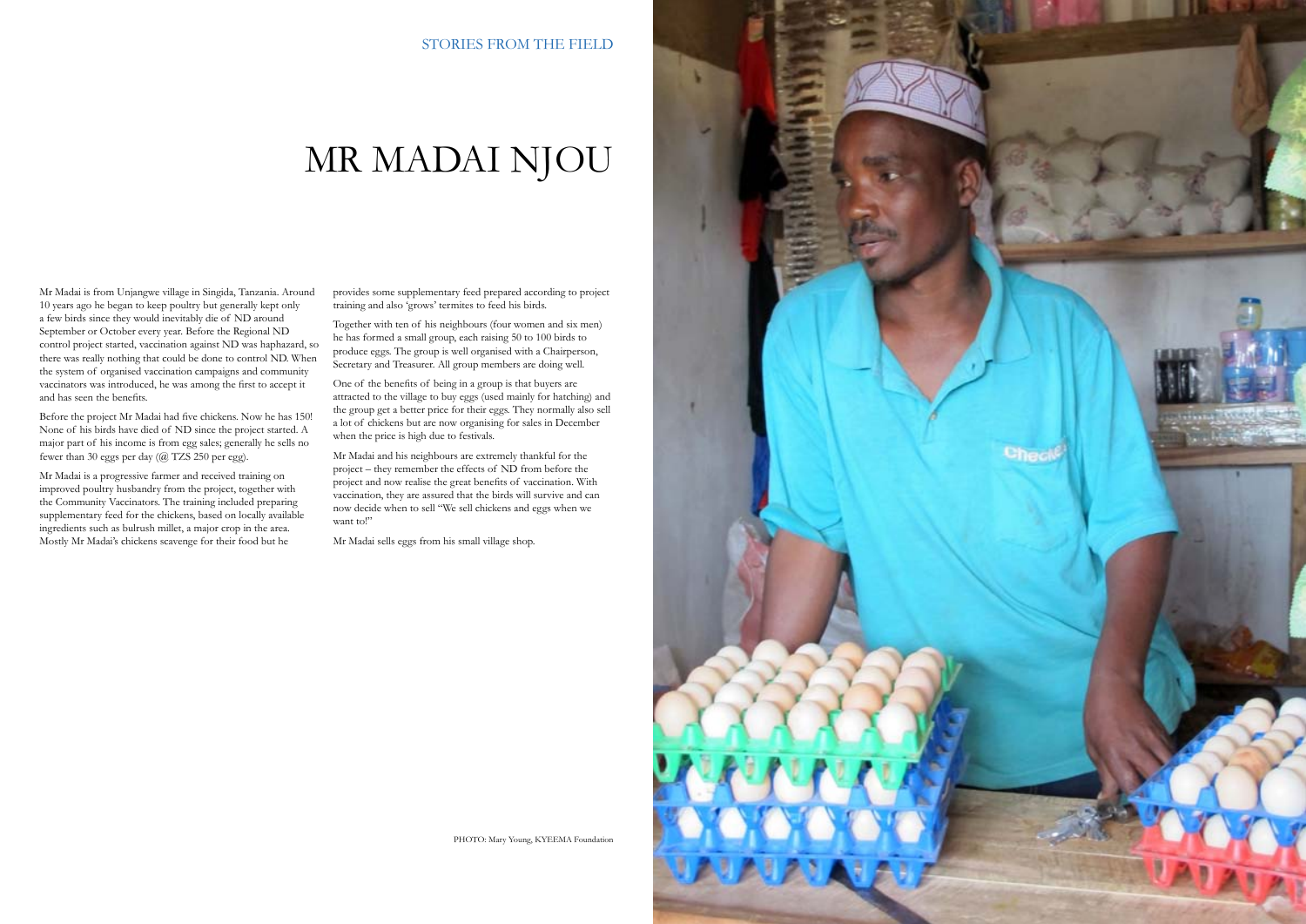STORIES FROM THE FIELD

# MR MADAI NJOU

Mr Madai is from Unjangwe village in Singida, Tanzania. Around 10 years ago he began to keep poultry but generally kept only a few birds since they would inevitably die of ND around September or October every year. Before the Regional ND control project started, vaccination against ND was haphazard, so there was really nothing that could be done to control ND. When the system of organised vaccination campaigns and community vaccinators was introduced, he was among the first to accept it and has seen the benefits.

Before the project Mr Madai had five chickens. Now he has 150! None of his birds have died of ND since the project started. A major part of his income is from egg sales; generally he sells no fewer than 30 eggs per day (@ TZS 250 per egg).

Mr Madai is a progressive farmer and received training on improved poultry husbandry from the project, together with the Community Vaccinators. The training included preparing supplementary feed for the chickens, based on locally available ingredients such as bulrush millet, a major crop in the area. Mostly Mr Madai's chickens scavenge for their food but he provides some supplementary feed prepared according to project training and also 'grows' termites to feed his birds.

Together with ten of his neighbours (four women and six men) he has formed a small group, each raising 50 to 100 birds to produce eggs. The group is well organised with a Chairperson, Secretary and Treasurer. All group members are doing well.

One of the benefits of being in a group is that buyers are attracted to the village to buy eggs (used mainly for hatching) and the group get a better price for their eggs. They normally also sell a lot of chickens but are now organising for sales in December when the price is high due to festivals.

Mr Madai and his neighbours are extremely thankful for the project – they remember the effects of ND from before the project and now realise the great benefits of vaccination. With vaccination, they are assured that the birds will survive and can now decide when to sell "We sell chickens and eggs when we want to!"

Mr Madai sells eggs from his small village shop.

PHOTO: Mary Young, KYEEMA Foundation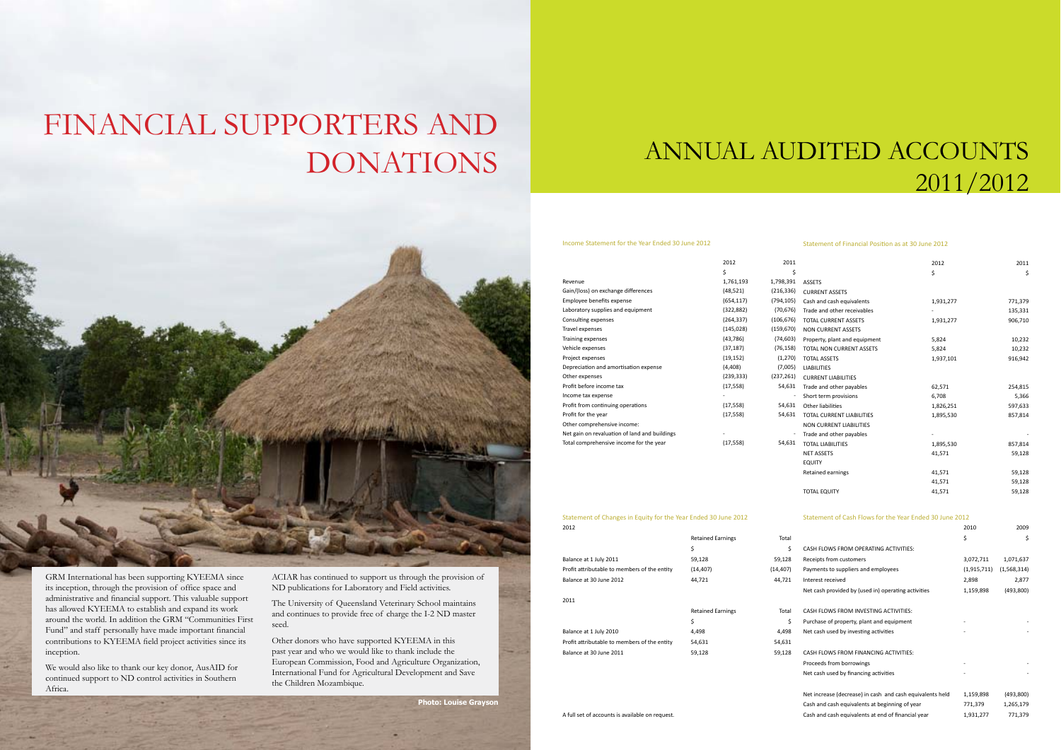# FINANCIAL SUPPORTERS AND DONATIONS

GRM International has been supporting KYEEMA since its inception, through the provision of office space and administrative and financial support. This valuable support has allowed KYEEMA to establish and expand its work around the world. In addition the GRM "Communities First Fund" and staff personally have made important financial contributions to KYEEMA field project activities since its inception.

We would also like to thank our key donor, AusAID for continued support to ND control activities in Southern Africa.

ACIAR has continued to support us through the provision of ND publications for Laboratory and Field activities.

The University of Queensland Veterinary School maintains and continues to provide free of charge the I-2 ND master seed.

Other donors who have supported KYEEMA in this past year and who we would like to thank include the European Commission, Food and Agriculture Organization, International Fund for Agricultural Development and Save the Children Mozambique.

**Photo: Louise Grayson**

# ANNUAL AUDITED ACCOUNTS 2011/2012

## Income Statement for the Year Ended 30 June 2012

| | 2012 | 2011 |
|---|---|---|
| | $ | $ |
| Revenue | 1,761,193 | 1,798,391 |
| Gain/(loss) on exchange differences | (48,521) | (216,336) |
| Employee benefits expense | (654,117) | (794,105) |
| Laboratory supplies and equipment | (322,882) | (70,676) |
| Consulting expenses | (264,337) | (106,676) |
| Travel expenses | (145,028) | (159,670) |
| Training expenses | (43,786) | (74,603) |
| Vehicle expenses | (37,187) | (76,158) |
| Project expenses | (19,152) | (1,270) |
| Depreciation and amortisation expense | (4,408) | (7,005) |
| Other expenses | (239,333) | (237,261) |
| Profit before income tax | (17,558) | 54,631 |
| Income tax expense | - | - |
| Profit from continuing operations | (17,558) | 54,631 |
| Profit for the year | (17,558) | 54,631 |
| Other comprehensive income: | | |
| Net gain on revaluation of land and buildings | - | - |
| Total comprehensive income for the year | (17,558) | 54,631 |

## Statement of Financial Position as at 30 June 2012

| | 2012 | 2011 |
|---|---|---|
| | $ | $ |
| ASSETS | | |
| CURRENT ASSETS | | |
| Cash and cash equivalents | 1,931,277 | 771,379 |
| Trade and other receivables | - | 135,331 |
| TOTAL CURRENT ASSETS | 1,931,277 | 906,710 |
| NON CURRENT ASSETS | | |
| Property, plant and equipment | 5,824 | 10,232 |
| TOTAL NON CURRENT ASSETS | 5,824 | 10,232 |
| TOTAL ASSETS | 1,937,101 | 916,942 |
| LIABILITIES | | |
| CURRENT LIABILITIES | | |
| Trade and other payables | 62,571 | 254,815 |
| Short term provisions | 6,708 | 5,366 |
| Other liabilities | 1,826,251 | 597,633 |
| TOTAL CURRENT LIABILITIES | 1,895,530 | 857,814 |
| NON CURRENT LIABILITIES | | |
| Trade and other payables | - | - |
| TOTAL LIABILITIES | 1,895,530 | 857,814 |
| NET ASSETS | 41,571 | 59,128 |
| EQUITY | | |
| Retained earnings | 41,571 | 59,128 |
| | 41,571 | 59,128 |
| TOTAL EQUITY | 41,571 | 59,128 |

## Statement of Changes in Equity for the Year Ended 30 June 2012

**2012**

| | Retained Earnings | Total |
|---|---|---|
| | $ | $ |
| Balance at 1 July 2011 | 59,128 | 59,128 |
| Profit attributable to members of the entity | (14,407) | (14,407) |
| Balance at 30 June 2012 | 44,721 | 44,721 |

**2011**

| | Retained Earnings | Total |
|---|---|---|
| | $ | $ |
| Balance at 1 July 2010 | 4,498 | 4,498 |
| Profit attributable to members of the entity | 54,631 | 54,631 |
| Balance at 30 June 2011 | 59,128 | 59,128 |

## Statement of Cash Flows for the Year Ended 30 June 2012

| | 2010 | 2009 |
|---|---|---|
| | $ | $ |
| CASH FLOWS FROM OPERATING ACTIVITIES: | | |
| Receipts from customers | 3,072,711 | 1,071,637 |
| Payments to suppliers and employees | (1,915,711) | (1,568,314) |
| Interest received | 2,898 | 2,877 |
| Net cash provided by (used in) operating activities | 1,159,898 | (493,800) |
| CASH FLOWS FROM INVESTING ACTIVITIES: | | |
| Purchase of property, plant and equipment | - | - |
| Net cash used by investing activities | - | - |
| CASH FLOWS FROM FINANCING ACTIVITIES: | | |
| Proceeds from borrowings | - | - |
| Net cash used by financing activities | - | - |
| Net increase (decrease) in cash and cash equivalents held | 1,159,898 | (493,800) |
| Cash and cash equivalents at beginning of year | 771,379 | 1,265,179 |
| Cash and cash equivalents at end of financial year | 1,931,277 | 771,379 |

A full set of accounts is available on request.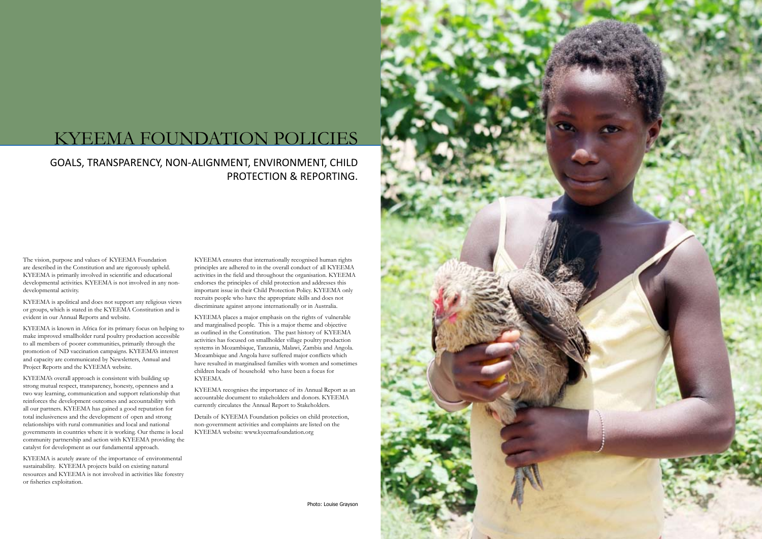# KYEEMA FOUNDATION POLICIES

## GOALS, TRANSPARENCY, NON-ALIGNMENT, ENVIRONMENT, CHILD PROTECTION & REPORTING.

The vision, purpose and values of KYEEMA Foundation are described in the Constitution and are rigorously upheld. KYEEMA is primarily involved in scientific and educational developmental activities. KYEEMA is not involved in any non-developmental activity.

KYEEMA is apolitical and does not support any religious views or groups, which is stated in the KYEEMA Constitution and is evident in our Annual Reports and website.

KYEEMA is known in Africa for its primary focus on helping to make improved smallholder rural poultry production accessible to all members of poorer communities, primarily through the promotion of ND vaccination campaigns. KYEEMA's interest and capacity are communicated by Newsletters, Annual and Project Reports and the KYEEMA website.

KYEEMA's overall approach is consistent with building up strong mutual respect, transparency, honesty, openness and a two way learning, communication and support relationship that reinforces the development outcomes and accountability with all our partners. KYEEMA has gained a good reputation for total inclusiveness and the development of open and strong relationships with rural communities and local and national governments in countries where it is working. Our theme is local community partnership and action with KYEEMA providing the catalyst for development as our fundamental approach.

KYEEMA is acutely aware of the importance of environmental sustainability. KYEEMA projects build on existing natural resources and KYEEMA is not involved in activities like forestry or fisheries exploitation.

KYEEMA ensures that internationally recognised human rights principles are adhered to in the overall conduct of all KYEEMA activities in the field and throughout the organisation. KYEEMA endorses the principles of child protection and addresses this important issue in their Child Protection Policy. KYEEMA only recruits people who have the appropriate skills and does not discriminate against anyone internationally or in Australia.

KYEEMA places a major emphasis on the rights of vulnerable and marginalised people. This is a major theme and objective as outlined in the Constitution. The past history of KYEEMA activities has focused on smallholder village poultry production systems in Mozambique, Tanzania, Malawi, Zambia and Angola. Mozambique and Angola have suffered major conflicts which have resulted in marginalised families with women and sometimes children heads of household who have been a focus for KYEEMA.

KYEEMA recognises the importance of its Annual Report as an accountable document to stakeholders and donors. KYEEMA currently circulates the Annual Report to Stakeholders.

Details of KYEEMA Foundation policies on child protection, non-government activities and complaints are listed on the KYEEMA website: www.kyeemafoundation.org

Photo: Louise Grayson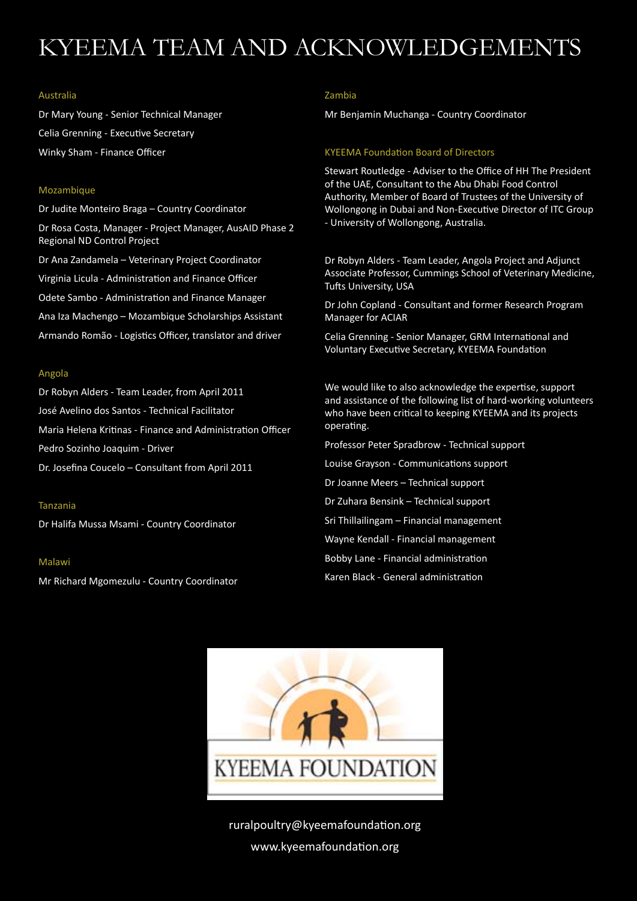# KYEEMA TEAM AND ACKNOWLEDGEMENTS

## Australia

Dr Mary Young - Senior Technical Manager

Celia Grenning - Executive Secretary

Winky Sham - Finance Officer

## Mozambique

Dr Judite Monteiro Braga – Country Coordinator

Dr Rosa Costa, Manager - Project Manager, AusAID Phase 2 Regional ND Control Project

Dr Ana Zandamela – Veterinary Project Coordinator

Virginia Licula - Administration and Finance Officer

Odete Sambo - Administration and Finance Manager

Ana Iza Machengo – Mozambique Scholarships Assistant

Armando Romão - Logistics Officer, translator and driver

## Angola

Dr Robyn Alders - Team Leader, from April 2011

José Avelino dos Santos - Technical Facilitator

Maria Helena Kritinas - Finance and Administration Officer

Pedro Sozinho Joaquim - Driver

Dr. Josefina Coucelo – Consultant from April 2011

## Tanzania

Dr Halifa Mussa Msami - Country Coordinator

## Malawi

Mr Richard Mgomezulu - Country Coordinator

## Zambia

Mr Benjamin Muchanga - Country Coordinator

## KYEEMA Foundation Board of Directors

Stewart Routledge - Adviser to the Office of HH The President of the UAE, Consultant to the Abu Dhabi Food Control Authority, Member of Board of Trustees of the University of Wollongong in Dubai and Non-Executive Director of ITC Group - University of Wollongong, Australia.

Dr Robyn Alders - Team Leader, Angola Project and Adjunct Associate Professor, Cummings School of Veterinary Medicine, Tufts University, USA

Dr John Copland - Consultant and former Research Program Manager for ACIAR

Celia Grenning - Senior Manager, GRM International and Voluntary Executive Secretary, KYEEMA Foundation

We would like to also acknowledge the expertise, support and assistance of the following list of hard-working volunteers who have been critical to keeping KYEEMA and its projects operating.

Professor Peter Spradbrow - Technical support

Louise Grayson - Communications support

Dr Joanne Meers – Technical support

Dr Zuhara Bensink – Technical support

Sri Thillailingam – Financial management

Wayne Kendall - Financial management

Bobby Lane - Financial administration

Karen Black - General administration

KYEEMA FOUNDATION

ruralpoultry@kyeemafoundation.org

www.kyeemafoundation.org